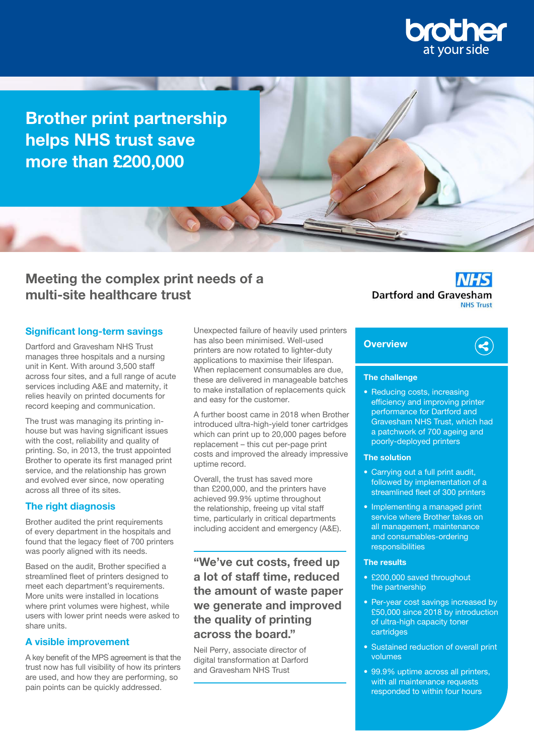# Brother print partnership helps NHS trust save more than £200,000

## Meeting the complex print needs of a multi-site healthcare trust

Dartford and Gravesham NHS Trust

### Significant long-term savings

Dartford and Gravesham NHS Trust manages three hospitals and a nursing unit in Kent. With around 3,500 staff across four sites, and a full range of acute services including A&E and maternity, it relies heavily on printed documents for record keeping and communication.

The trust was managing its printing in-house but was having significant issues with the cost, reliability and quality of printing. So, in 2013, the trust appointed Brother to operate its first managed print service, and the relationship has grown and evolved ever since, now operating across all three of its sites.

### The right diagnosis

Brother audited the print requirements of every department in the hospitals and found that the legacy fleet of 700 printers was poorly aligned with its needs.

Based on the audit, Brother specified a streamlined fleet of printers designed to meet each department's requirements. More units were installed in locations where print volumes were highest, while users with lower print needs were asked to share units.

### A visible improvement

A key benefit of the MPS agreement is that the trust now has full visibility of how its printers are used, and how they are performing, so pain points can be quickly addressed.

Unexpected failure of heavily used printers has also been minimised. Well-used printers are now rotated to lighter-duty applications to maximise their lifespan. When replacement consumables are due, these are delivered in manageable batches to make installation of replacements quick and easy for the customer.

A further boost came in 2018 when Brother introduced ultra-high-yield toner cartridges which can print up to 20,000 pages before replacement – this cut per-page print costs and improved the already impressive uptime record.

Overall, the trust has saved more than £200,000, and the printers have achieved 99.9% uptime throughout the relationship, freeing up vital staff time, particularly in critical departments including accident and emergency (A&E).

> **"We've cut costs, freed up a lot of staff time, reduced the amount of waste paper we generate and improved the quality of printing across the board."**
>
> Neil Perry, associate director of digital transformation at Darford and Gravesham NHS Trust

### Overview

**The challenge**

- Reducing costs, increasing efficiency and improving printer performance for Dartford and Gravesham NHS Trust, which had a patchwork of 700 ageing and poorly-deployed printers

**The solution**

- Carrying out a full print audit, followed by implementation of a streamlined fleet of 300 printers
- Implementing a managed print service where Brother takes on all management, maintenance and consumables-ordering responsibilities

**The results**

- £200,000 saved throughout the partnership
- Per-year cost savings increased by £50,000 since 2018 by introduction of ultra-high capacity toner cartridges
- Sustained reduction of overall print volumes
- 99.9% uptime across all printers, with all maintenance requests responded to within four hours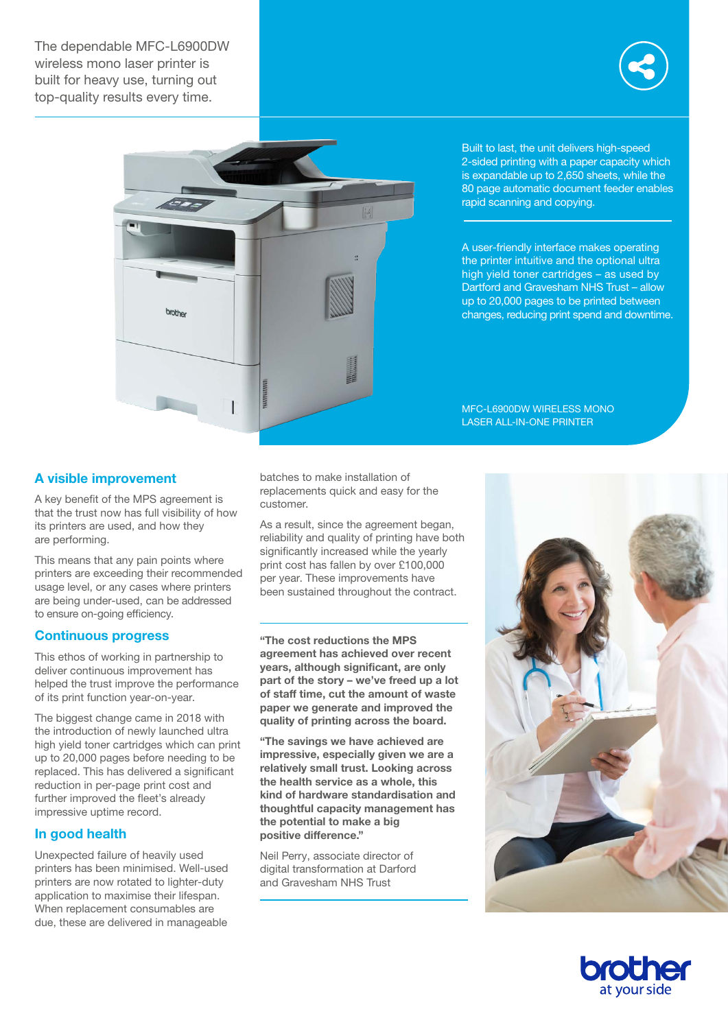The dependable MFC-L6900DW wireless mono laser printer is built for heavy use, turning out top-quality results every time.

Built to last, the unit delivers high-speed 2-sided printing with a paper capacity which is expandable up to 2,650 sheets, while the 80 page automatic document feeder enables rapid scanning and copying.

A user-friendly interface makes operating the printer intuitive and the optional ultra high yield toner cartridges – as used by Dartford and Gravesham NHS Trust – allow up to 20,000 pages to be printed between changes, reducing print spend and downtime.

MFC-L6900DW WIRELESS MONO LASER ALL-IN-ONE PRINTER

## A visible improvement

A key benefit of the MPS agreement is that the trust now has full visibility of how its printers are used, and how they are performing.

This means that any pain points where printers are exceeding their recommended usage level, or any cases where printers are being under-used, can be addressed to ensure on-going efficiency.

## Continuous progress

This ethos of working in partnership to deliver continuous improvement has helped the trust improve the performance of its print function year-on-year.

The biggest change came in 2018 with the introduction of newly launched ultra high yield toner cartridges which can print up to 20,000 pages before needing to be replaced. This has delivered a significant reduction in per-page print cost and further improved the fleet's already impressive uptime record.

## In good health

Unexpected failure of heavily used printers has been minimised. Well-used printers are now rotated to lighter-duty application to maximise their lifespan. When replacement consumables are due, these are delivered in manageable batches to make installation of replacements quick and easy for the customer.

As a result, since the agreement began, reliability and quality of printing have both significantly increased while the yearly print cost has fallen by over £100,000 per year. These improvements have been sustained throughout the contract.

**"The cost reductions the MPS agreement has achieved over recent years, although significant, are only part of the story – we've freed up a lot of staff time, cut the amount of waste paper we generate and improved the quality of printing across the board.**

**"The savings we have achieved are impressive, especially given we are a relatively small trust. Looking across the health service as a whole, this kind of hardware standardisation and thoughtful capacity management has the potential to make a big positive difference."**

Neil Perry, associate director of digital transformation at Darford and Gravesham NHS Trust

brother at your side